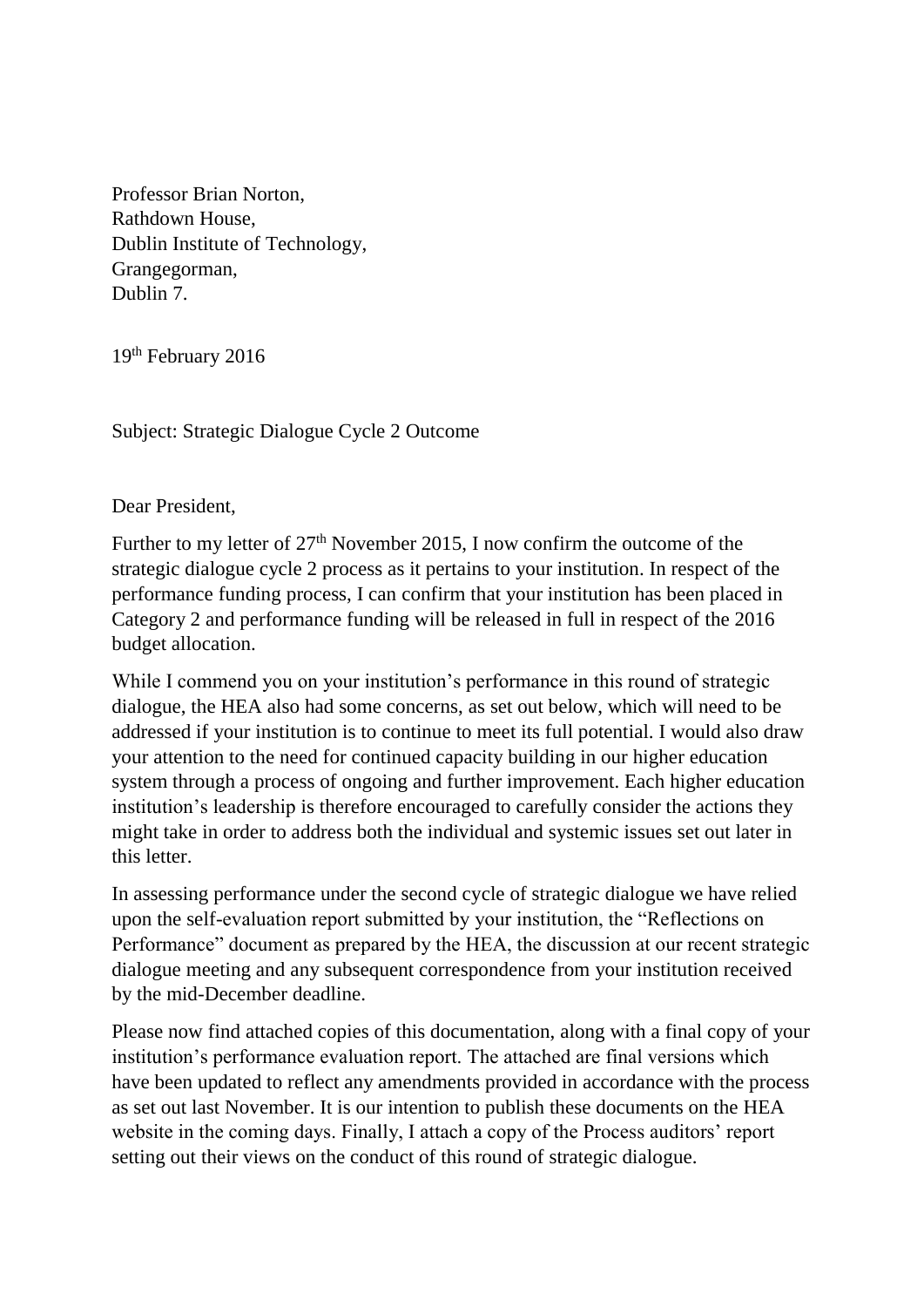Professor Brian Norton,
Rathdown House,
Dublin Institute of Technology,
Grangegorman,
Dublin 7.

19th February 2016

Subject: Strategic Dialogue Cycle 2 Outcome

Dear President,

Further to my letter of 27th November 2015, I now confirm the outcome of the strategic dialogue cycle 2 process as it pertains to your institution. In respect of the performance funding process, I can confirm that your institution has been placed in Category 2 and performance funding will be released in full in respect of the 2016 budget allocation.

While I commend you on your institution's performance in this round of strategic dialogue, the HEA also had some concerns, as set out below, which will need to be addressed if your institution is to continue to meet its full potential. I would also draw your attention to the need for continued capacity building in our higher education system through a process of ongoing and further improvement. Each higher education institution's leadership is therefore encouraged to carefully consider the actions they might take in order to address both the individual and systemic issues set out later in this letter.

In assessing performance under the second cycle of strategic dialogue we have relied upon the self-evaluation report submitted by your institution, the "Reflections on Performance" document as prepared by the HEA, the discussion at our recent strategic dialogue meeting and any subsequent correspondence from your institution received by the mid-December deadline.

Please now find attached copies of this documentation, along with a final copy of your institution's performance evaluation report. The attached are final versions which have been updated to reflect any amendments provided in accordance with the process as set out last November. It is our intention to publish these documents on the HEA website in the coming days. Finally, I attach a copy of the Process auditors' report setting out their views on the conduct of this round of strategic dialogue.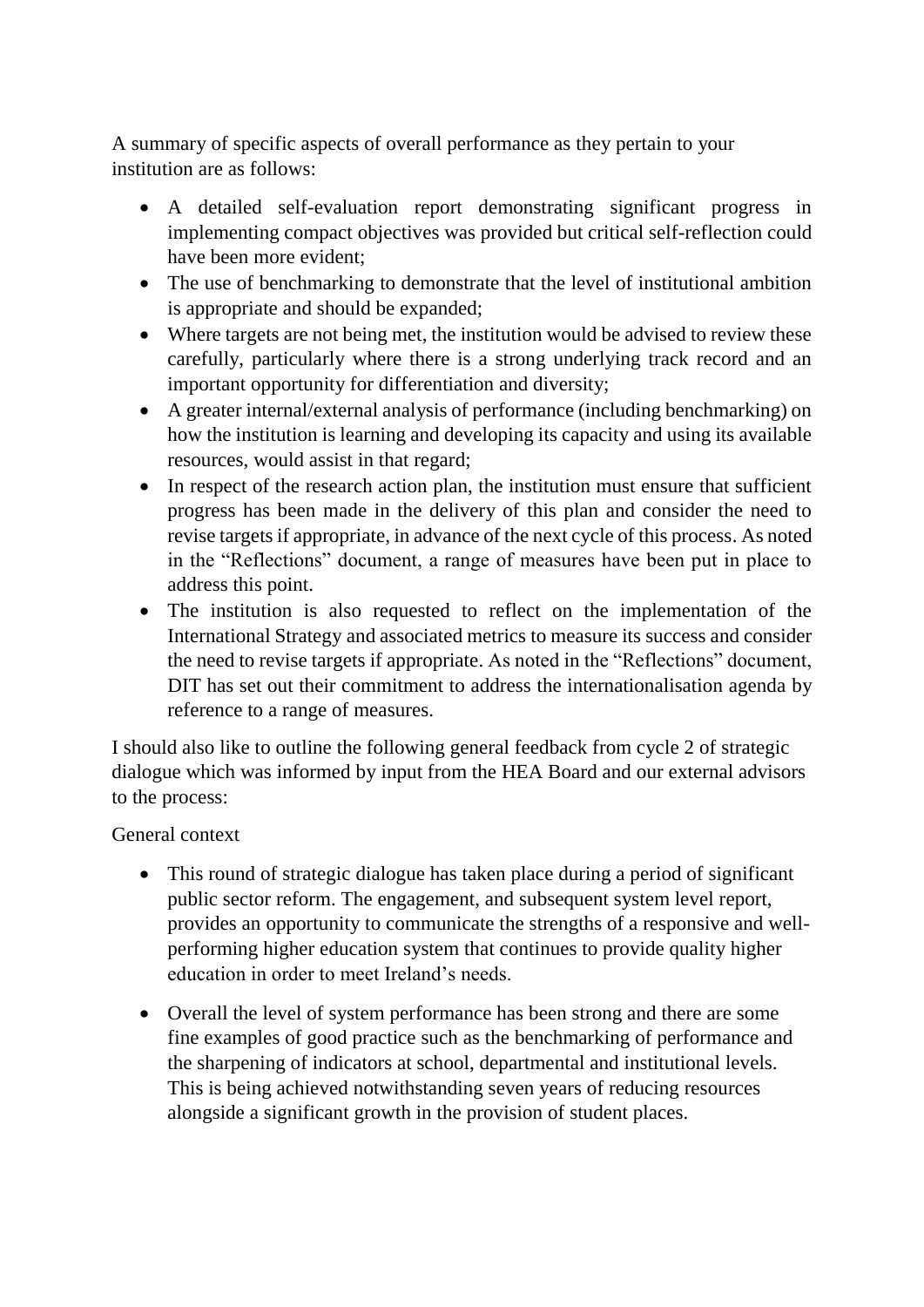A summary of specific aspects of overall performance as they pertain to your institution are as follows:

- A detailed self-evaluation report demonstrating significant progress in implementing compact objectives was provided but critical self-reflection could have been more evident;
- The use of benchmarking to demonstrate that the level of institutional ambition is appropriate and should be expanded;
- Where targets are not being met, the institution would be advised to review these carefully, particularly where there is a strong underlying track record and an important opportunity for differentiation and diversity;
- A greater internal/external analysis of performance (including benchmarking) on how the institution is learning and developing its capacity and using its available resources, would assist in that regard;
- In respect of the research action plan, the institution must ensure that sufficient progress has been made in the delivery of this plan and consider the need to revise targets if appropriate, in advance of the next cycle of this process. As noted in the "Reflections" document, a range of measures have been put in place to address this point.
- The institution is also requested to reflect on the implementation of the International Strategy and associated metrics to measure its success and consider the need to revise targets if appropriate. As noted in the "Reflections" document, DIT has set out their commitment to address the internationalisation agenda by reference to a range of measures.

I should also like to outline the following general feedback from cycle 2 of strategic dialogue which was informed by input from the HEA Board and our external advisors to the process:

General context

- This round of strategic dialogue has taken place during a period of significant public sector reform. The engagement, and subsequent system level report, provides an opportunity to communicate the strengths of a responsive and well-performing higher education system that continues to provide quality higher education in order to meet Ireland's needs.

- Overall the level of system performance has been strong and there are some fine examples of good practice such as the benchmarking of performance and the sharpening of indicators at school, departmental and institutional levels. This is being achieved notwithstanding seven years of reducing resources alongside a significant growth in the provision of student places.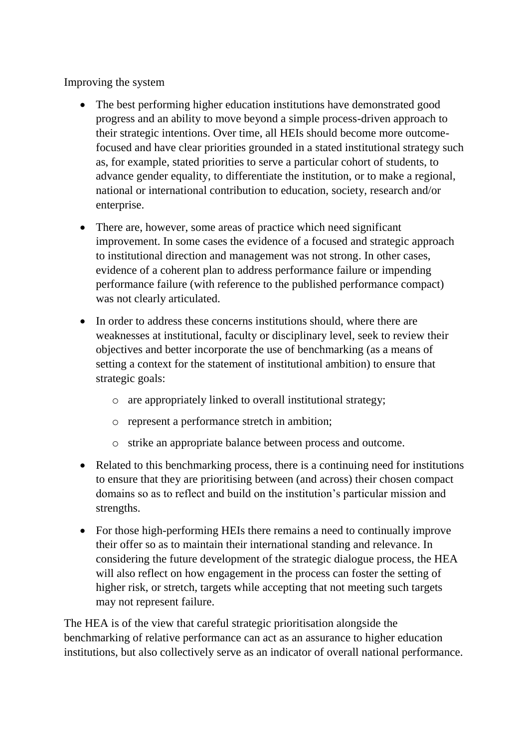Improving the system

- The best performing higher education institutions have demonstrated good progress and an ability to move beyond a simple process-driven approach to their strategic intentions. Over time, all HEIs should become more outcome-focused and have clear priorities grounded in a stated institutional strategy such as, for example, stated priorities to serve a particular cohort of students, to advance gender equality, to differentiate the institution, or to make a regional, national or international contribution to education, society, research and/or enterprise.
- There are, however, some areas of practice which need significant improvement. In some cases the evidence of a focused and strategic approach to institutional direction and management was not strong. In other cases, evidence of a coherent plan to address performance failure or impending performance failure (with reference to the published performance compact) was not clearly articulated.
- In order to address these concerns institutions should, where there are weaknesses at institutional, faculty or disciplinary level, seek to review their objectives and better incorporate the use of benchmarking (as a means of setting a context for the statement of institutional ambition) to ensure that strategic goals:
    - are appropriately linked to overall institutional strategy;
    - represent a performance stretch in ambition;
    - strike an appropriate balance between process and outcome.
- Related to this benchmarking process, there is a continuing need for institutions to ensure that they are prioritising between (and across) their chosen compact domains so as to reflect and build on the institution's particular mission and strengths.
- For those high-performing HEIs there remains a need to continually improve their offer so as to maintain their international standing and relevance. In considering the future development of the strategic dialogue process, the HEA will also reflect on how engagement in the process can foster the setting of higher risk, or stretch, targets while accepting that not meeting such targets may not represent failure.

The HEA is of the view that careful strategic prioritisation alongside the benchmarking of relative performance can act as an assurance to higher education institutions, but also collectively serve as an indicator of overall national performance.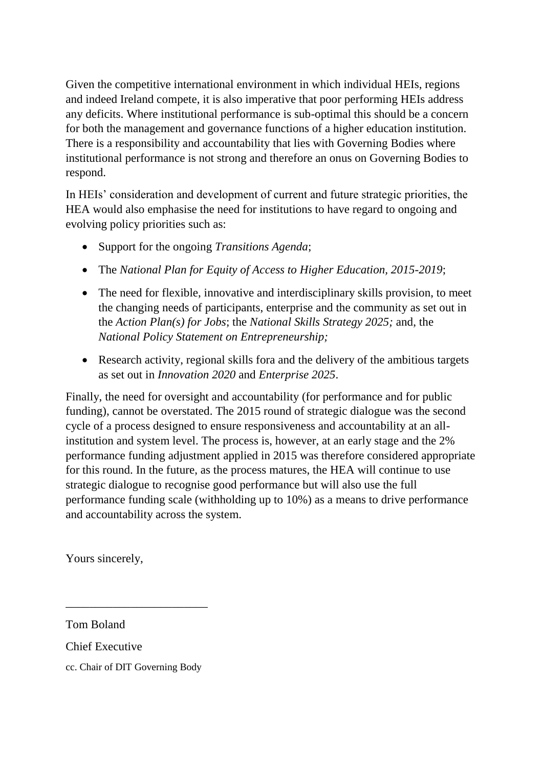Given the competitive international environment in which individual HEIs, regions and indeed Ireland compete, it is also imperative that poor performing HEIs address any deficits. Where institutional performance is sub-optimal this should be a concern for both the management and governance functions of a higher education institution. There is a responsibility and accountability that lies with Governing Bodies where institutional performance is not strong and therefore an onus on Governing Bodies to respond.

In HEIs' consideration and development of current and future strategic priorities, the HEA would also emphasise the need for institutions to have regard to ongoing and evolving policy priorities such as:

- Support for the ongoing *Transitions Agenda*;
- The *National Plan for Equity of Access to Higher Education, 2015-2019*;
- The need for flexible, innovative and interdisciplinary skills provision, to meet the changing needs of participants, enterprise and the community as set out in the *Action Plan(s) for Jobs*; the *National Skills Strategy 2025;* and, the *National Policy Statement on Entrepreneurship;*
- Research activity, regional skills fora and the delivery of the ambitious targets as set out in *Innovation 2020* and *Enterprise 2025*.

Finally, the need for oversight and accountability (for performance and for public funding), cannot be overstated. The 2015 round of strategic dialogue was the second cycle of a process designed to ensure responsiveness and accountability at an all-institution and system level. The process is, however, at an early stage and the 2% performance funding adjustment applied in 2015 was therefore considered appropriate for this round. In the future, as the process matures, the HEA will continue to use strategic dialogue to recognise good performance but will also use the full performance funding scale (withholding up to 10%) as a means to drive performance and accountability across the system.

Yours sincerely,

\_\_\_\_\_\_\_\_\_\_\_\_\_\_\_\_\_\_\_\_\_\_\_\_

Tom Boland

Chief Executive

cc. Chair of DIT Governing Body